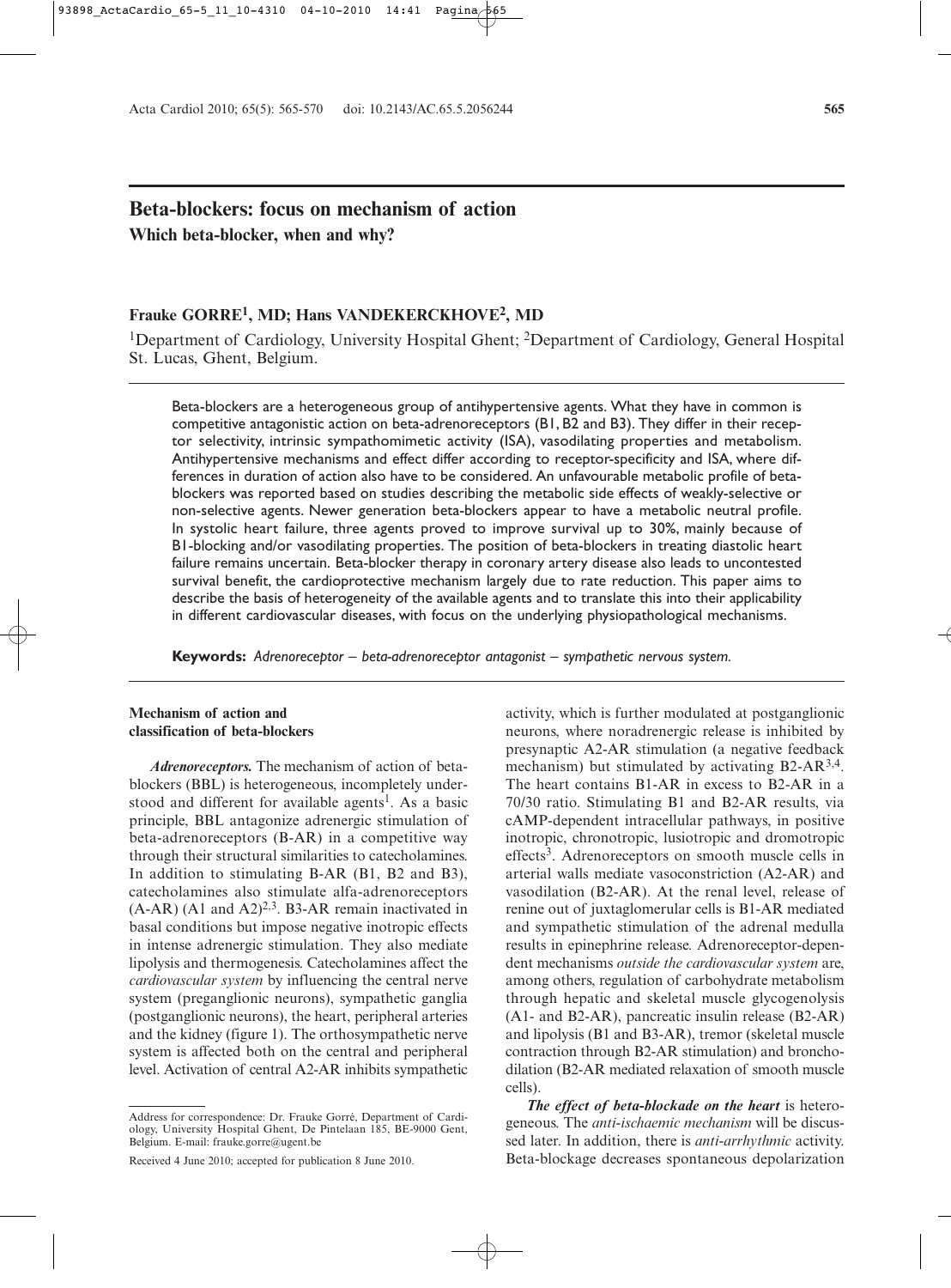# Beta-blockers: focus on mechanism of action

## Which beta-blocker, when and why?

**Frauke GORRE[1], MD; Hans VANDEKERCKHOVE[2], MD**

[1]Department of Cardiology, University Hospital Ghent; [2]Department of Cardiology, General Hospital St. Lucas, Ghent, Belgium.

Beta-blockers are a heterogeneous group of antihypertensive agents. What they have in common is competitive antagonistic action on beta-adrenoreceptors (B1, B2 and B3). They differ in their receptor selectivity, intrinsic sympathomimetic activity (ISA), vasodilating properties and metabolism. Antihypertensive mechanisms and effect differ according to receptor-specificity and ISA, where differences in duration of action also have to be considered. An unfavourable metabolic profile of beta-blockers was reported based on studies describing the metabolic side effects of weakly-selective or non-selective agents. Newer generation beta-blockers appear to have a metabolic neutral profile. In systolic heart failure, three agents proved to improve survival up to 30%, mainly because of B1-blocking and/or vasodilating properties. The position of beta-blockers in treating diastolic heart failure remains uncertain. Beta-blocker therapy in coronary artery disease also leads to uncontested survival benefit, the cardioprotective mechanism largely due to rate reduction. This paper aims to describe the basis of heterogeneity of the available agents and to translate this into their applicability in different cardiovascular diseases, with focus on the underlying physiopathological mechanisms.

**Keywords:** *Adrenoreceptor – beta-adrenoreceptor antagonist – sympathetic nervous system.*

## Mechanism of action and classification of beta-blockers

***Adrenoreceptors.*** The mechanism of action of beta-blockers (BBL) is heterogeneous, incompletely understood and different for available agents[1]. As a basic principle, BBL antagonize adrenergic stimulation of beta-adrenoreceptors (B-AR) in a competitive way through their structural similarities to catecholamines. In addition to stimulating B-AR (B1, B2 and B3), catecholamines also stimulate alfa-adrenoreceptors (A-AR) (A1 and A2)[2,3]. B3-AR remain inactivated in basal conditions but impose negative inotropic effects in intense adrenergic stimulation. They also mediate lipolysis and thermogenesis. Catecholamines affect the *cardiovascular system* by influencing the central nerve system (preganglionic neurons), sympathetic ganglia (postganglionic neurons), the heart, peripheral arteries and the kidney (figure 1). The orthosympathetic nerve system is affected both on the central and peripheral level. Activation of central A2-AR inhibits sympathetic activity, which is further modulated at postganglionic neurons, where noradrenergic release is inhibited by presynaptic A2-AR stimulation (a negative feedback mechanism) but stimulated by activating B2-AR[3,4]. The heart contains B1-AR in excess to B2-AR in a 70/30 ratio. Stimulating B1 and B2-AR results, via cAMP-dependent intracellular pathways, in positive inotropic, chronotropic, lusiotropic and dromotropic effects[3]. Adrenoreceptors on smooth muscle cells in arterial walls mediate vasoconstriction (A2-AR) and vasodilation (B2-AR). At the renal level, release of renine out of juxtaglomerular cells is B1-AR mediated and sympathetic stimulation of the adrenal medulla results in epinephrine release. Adrenoreceptor-dependent mechanisms *outside the cardiovascular system* are, among others, regulation of carbohydrate metabolism through hepatic and skeletal muscle glycogenolysis (A1- and B2-AR), pancreatic insulin release (B2-AR) and lipolysis (B1 and B3-AR), tremor (skeletal muscle contraction through B2-AR stimulation) and bronchodilation (B2-AR mediated relaxation of smooth muscle cells).

***The effect of beta-blockade on the heart*** is heterogeneous. The *anti-ischaemic mechanism* will be discussed later. In addition, there is *anti-arrhythmic* activity. Beta-blockage decreases spontaneous depolarization

---

Address for correspondence: Dr. Frauke Gorré, Department of Cardiology, University Hospital Ghent, De Pintelaan 185, BE-9000 Gent, Belgium. E-mail: frauke.gorre@ugent.be

Received 4 June 2010; accepted for publication 8 June 2010.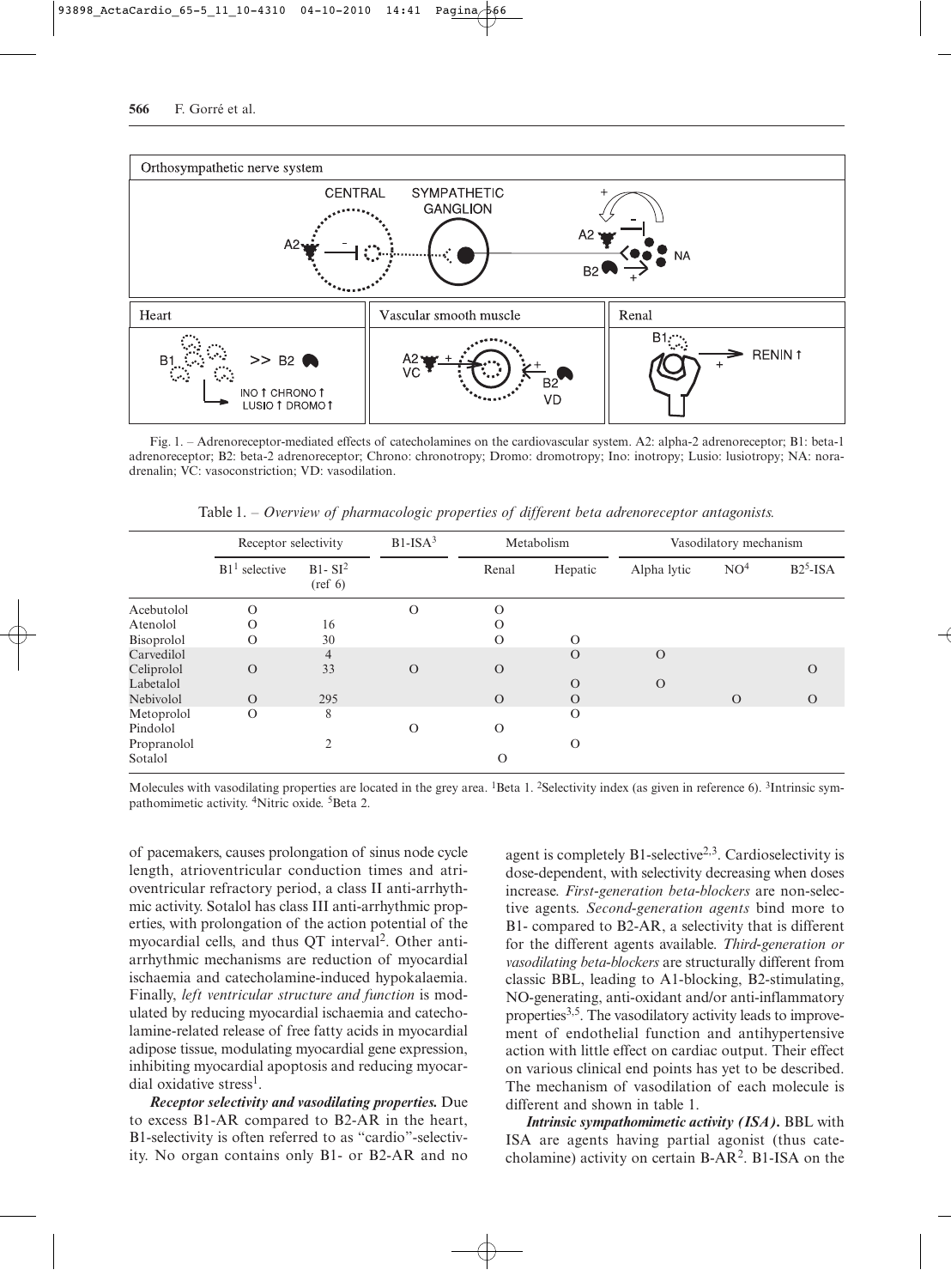Fig. 1. – Adrenoreceptor-mediated effects of catecholamines on the cardiovascular system. A2: alpha-2 adrenoreceptor; B1: beta-1 adrenoreceptor; B2: beta-2 adrenoreceptor; Chrono: chronotropy; Dromo: dromotropy; Ino: inotropy; Lusio: lusiotropy; NA: noradrenalin; VC: vasoconstriction; VD: vasodilation.

Table 1. – *Overview of pharmacologic properties of different beta adrenoreceptor antagonists.*

| | Receptor selectivity | | B1-ISA[3] | Metabolism | | Vasodilatory mechanism | | |
|---|---|---|---|---|---|---|---|---|
| | B1[1] selective | B1- SI[2] (ref 6) | | Renal | Hepatic | Alpha lytic | NO[4] | B2[5]-ISA |
| Acebutolol | O | | O | O | | | | |
| Atenolol | O | 16 | | O | | | | |
| Bisoprolol | O | 30 | | O | O | | | |
| Carvedilol | | 4 | | | O | O | | |
| Celiprolol | O | 33 | O | O | | | | O |
| Labetalol | | | | | O | O | | |
| Nebivolol | O | 295 | | O | O | | O | O |
| Metoprolol | O | 8 | | | O | | | |
| Pindolol | | | O | O | | | | |
| Propranolol | | 2 | | | O | | | |
| Sotalol | | | | O | | | | |

Molecules with vasodilating properties are located in the grey area. [1]Beta 1. [2]Selectivity index (as given in reference 6). [3]Intrinsic sympathomimetic activity. [4]Nitric oxide. [5]Beta 2.

of pacemakers, causes prolongation of sinus node cycle length, atrioventricular conduction times and atrioventricular refractory period, a class II anti-arrhythmic activity. Sotalol has class III anti-arrhythmic properties, with prolongation of the action potential of the myocardial cells, and thus QT interval[2]. Other anti-arrhythmic mechanisms are reduction of myocardial ischaemia and catecholamine-induced hypokalaemia. Finally, *left ventricular structure and function* is modulated by reducing myocardial ischaemia and catecholamine-related release of free fatty acids in myocardial adipose tissue, modulating myocardial gene expression, inhibiting myocardial apoptosis and reducing myocardial oxidative stress[1].

***Receptor selectivity and vasodilating properties.*** Due to excess B1-AR compared to B2-AR in the heart, B1-selectivity is often referred to as "cardio"-selectivity. No organ contains only B1- or B2-AR and no agent is completely B1-selective[2,3]. Cardioselectivity is dose-dependent, with selectivity decreasing when doses increase. *First-generation beta-blockers* are non-selective agents. *Second-generation agents* bind more to B1- compared to B2-AR, a selectivity that is different for the different agents available. *Third-generation or vasodilating beta-blockers* are structurally different from classic BBL, leading to A1-blocking, B2-stimulating, NO-generating, anti-oxidant and/or anti-inflammatory properties[3,5]. The vasodilatory activity leads to improvement of endothelial function and antihypertensive action with little effect on cardiac output. Their effect on various clinical end points has yet to be described. The mechanism of vasodilation of each molecule is different and shown in table 1.

***Intrinsic sympathomimetic activity (ISA).*** BBL with ISA are agents having partial agonist (thus catecholamine) activity on certain B-AR[2]. B1-ISA on the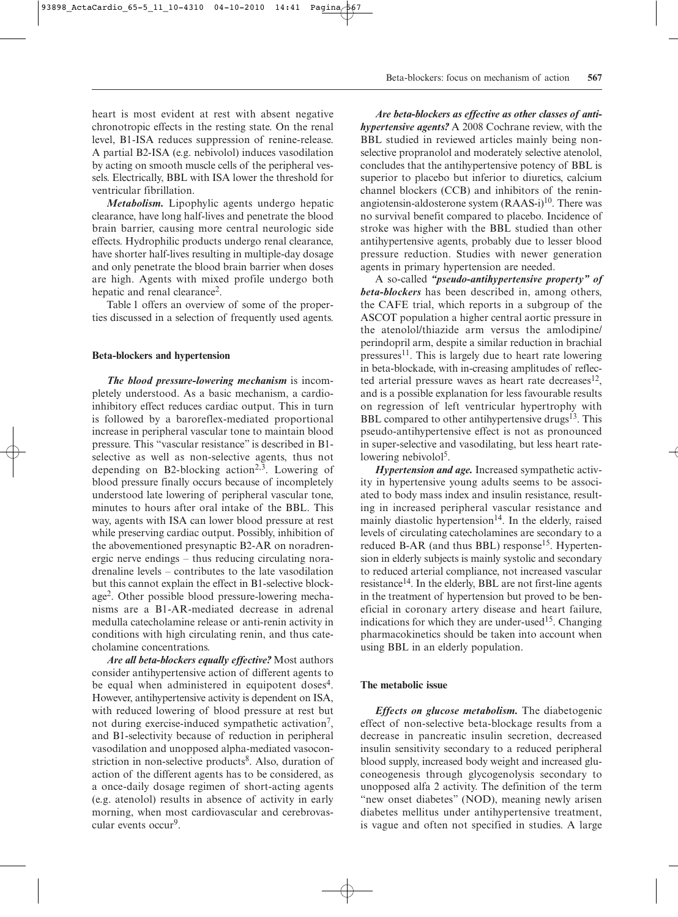heart is most evident at rest with absent negative chronotropic effects in the resting state. On the renal level, B1-ISA reduces suppression of renine-release. A partial B2-ISA (e.g. nebivolol) induces vasodilation by acting on smooth muscle cells of the peripheral vessels. Electrically, BBL with ISA lower the threshold for ventricular fibrillation.

***Metabolism.*** Lipophylic agents undergo hepatic clearance, have long half-lives and penetrate the blood brain barrier, causing more central neurologic side effects. Hydrophilic products undergo renal clearance, have shorter half-lives resulting in multiple-day dosage and only penetrate the blood brain barrier when doses are high. Agents with mixed profile undergo both hepatic and renal clearance[2].

Table 1 offers an overview of some of the properties discussed in a selection of frequently used agents.

## Beta-blockers and hypertension

***The blood pressure-lowering mechanism*** is incompletely understood. As a basic mechanism, a cardioinhibitory effect reduces cardiac output. This in turn is followed by a baroreflex-mediated proportional increase in peripheral vascular tone to maintain blood pressure. This "vascular resistance" is described in B1-selective as well as non-selective agents, thus not depending on B2-blocking action[2,3]. Lowering of blood pressure finally occurs because of incompletely understood late lowering of peripheral vascular tone, minutes to hours after oral intake of the BBL. This way, agents with ISA can lower blood pressure at rest while preserving cardiac output. Possibly, inhibition of the abovementioned presynaptic B2-AR on noradrenergic nerve endings – thus reducing circulating noradrenaline levels – contributes to the late vasodilation but this cannot explain the effect in B1-selective blockage[2]. Other possible blood pressure-lowering mechanisms are a B1-AR-mediated decrease in adrenal medulla catecholamine release or anti-renin activity in conditions with high circulating renin, and thus catecholamine concentrations.

***Are all beta-blockers equally effective?*** Most authors consider antihypertensive action of different agents to be equal when administered in equipotent doses[4]. However, antihypertensive activity is dependent on ISA, with reduced lowering of blood pressure at rest but not during exercise-induced sympathetic activation[7], and B1-selectivity because of reduction in peripheral vasodilation and unopposed alpha-mediated vasoconstriction in non-selective products[8]. Also, duration of action of the different agents has to be considered, as a once-daily dosage regimen of short-acting agents (e.g. atenolol) results in absence of activity in early morning, when most cardiovascular and cerebrovascular events occur[9].

***Are beta-blockers as effective as other classes of antihypertensive agents?*** A 2008 Cochrane review, with the BBL studied in reviewed articles mainly being non-selective propranolol and moderately selective atenolol, concludes that the antihypertensive potency of BBL is superior to placebo but inferior to diuretics, calcium channel blockers (CCB) and inhibitors of the renin-angiotensin-aldosterone system (RAAS-i)[10]. There was no survival benefit compared to placebo. Incidence of stroke was higher with the BBL studied than other antihypertensive agents, probably due to lesser blood pressure reduction. Studies with newer generation agents in primary hypertension are needed.

A so-called ***"pseudo-antihypertensive property" of beta-blockers*** has been described in, among others, the CAFE trial, which reports in a subgroup of the ASCOT population a higher central aortic pressure in the atenolol/thiazide arm versus the amlodipine/perindopril arm, despite a similar reduction in brachial pressures[11]. This is largely due to heart rate lowering in beta-blockade, with in-creasing amplitudes of reflected arterial pressure waves as heart rate decreases[12], and is a possible explanation for less favourable results on regression of left ventricular hypertrophy with BBL compared to other antihypertensive drugs[13]. This pseudo-antihypertensive effect is not as pronounced in super-selective and vasodilating, but less heart rate-lowering nebivolol[5].

***Hypertension and age.*** Increased sympathetic activity in hypertensive young adults seems to be associated to body mass index and insulin resistance, resulting in increased peripheral vascular resistance and mainly diastolic hypertension[14]. In the elderly, raised levels of circulating catecholamines are secondary to a reduced B-AR (and thus BBL) response[15]. Hypertension in elderly subjects is mainly systolic and secondary to reduced arterial compliance, not increased vascular resistance[14]. In the elderly, BBL are not first-line agents in the treatment of hypertension but proved to be beneficial in coronary artery disease and heart failure, indications for which they are under-used[15]. Changing pharmacokinetics should be taken into account when using BBL in an elderly population.

## The metabolic issue

***Effects on glucose metabolism.*** The diabetogenic effect of non-selective beta-blockage results from a decrease in pancreatic insulin secretion, decreased insulin sensitivity secondary to a reduced peripheral blood supply, increased body weight and increased gluconeogenesis through glycogenolysis secondary to unopposed alfa 2 activity. The definition of the term "new onset diabetes" (NOD), meaning newly arisen diabetes mellitus under antihypertensive treatment, is vague and often not specified in studies. A large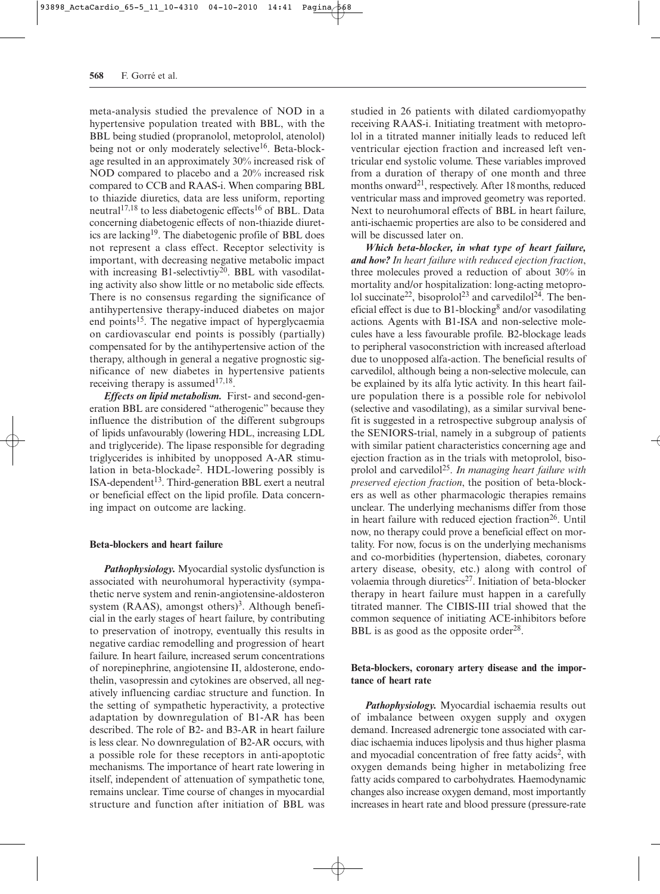meta-analysis studied the prevalence of NOD in a hypertensive population treated with BBL, with the BBL being studied (propranolol, metoprolol, atenolol) being not or only moderately selective[16]. Beta-blockage resulted in an approximately 30% increased risk of NOD compared to placebo and a 20% increased risk compared to CCB and RAAS-i. When comparing BBL to thiazide diuretics, data are less uniform, reporting neutral[17,18] to less diabetogenic effects[16] of BBL. Data concerning diabetogenic effects of non-thiazide diuretics are lacking[19]. The diabetogenic profile of BBL does not represent a class effect. Receptor selectivity is important, with decreasing negative metabolic impact with increasing B1-selectivtiy[20]. BBL with vasodilating activity also show little or no metabolic side effects. There is no consensus regarding the significance of antihypertensive therapy-induced diabetes on major end points[15]. The negative impact of hyperglycaemia on cardiovascular end points is possibly (partially) compensated for by the antihypertensive action of the therapy, although in general a negative prognostic significance of new diabetes in hypertensive patients receiving therapy is assumed[17,18].

***Effects on lipid metabolism.*** First- and second-generation BBL are considered "atherogenic" because they influence the distribution of the different subgroups of lipids unfavourably (lowering HDL, increasing LDL and triglyceride). The lipase responsible for degrading triglycerides is inhibited by unopposed A-AR stimulation in beta-blockade[2]. HDL-lowering possibly is ISA-dependent[13]. Third-generation BBL exert a neutral or beneficial effect on the lipid profile. Data concerning impact on outcome are lacking.

## Beta-blockers and heart failure

***Pathophysiology.*** Myocardial systolic dysfunction is associated with neurohumoral hyperactivity (sympathetic nerve system and renin-angiotensine-aldosteron system (RAAS), amongst others)[3]. Although beneficial in the early stages of heart failure, by contributing to preservation of inotropy, eventually this results in negative cardiac remodelling and progression of heart failure. In heart failure, increased serum concentrations of norepinephrine, angiotensine II, aldosterone, endothelin, vasopressin and cytokines are observed, all negatively influencing cardiac structure and function. In the setting of sympathetic hyperactivity, a protective adaptation by downregulation of B1-AR has been described. The role of B2- and B3-AR in heart failure is less clear. No downregulation of B2-AR occurs, with a possible role for these receptors in anti-apoptotic mechanisms. The importance of heart rate lowering in itself, independent of attenuation of sympathetic tone, remains unclear. Time course of changes in myocardial structure and function after initiation of BBL was studied in 26 patients with dilated cardiomyopathy receiving RAAS-i. Initiating treatment with metoprolol in a titrated manner initially leads to reduced left ventricular ejection fraction and increased left ventricular end systolic volume. These variables improved from a duration of therapy of one month and three months onward[21], respectively. After 18 months, reduced ventricular mass and improved geometry was reported. Next to neurohumoral effects of BBL in heart failure, anti-ischaemic properties are also to be considered and will be discussed later on.

***Which beta-blocker, in what type of heart failure, and how?*** *In heart failure with reduced ejection fraction*, three molecules proved a reduction of about 30% in mortality and/or hospitalization: long-acting metoprolol succinate[22], bisoprolol[23] and carvedilol[24]. The beneficial effect is due to B1-blocking[8] and/or vasodilating actions. Agents with B1-ISA and non-selective molecules have a less favourable profile. B2-blockage leads to peripheral vasoconstriction with increased afterload due to unopposed alfa-action. The beneficial results of carvedilol, although being a non-selective molecule, can be explained by its alfa lytic activity. In this heart failure population there is a possible role for nebivolol (selective and vasodilating), as a similar survival benefit is suggested in a retrospective subgroup analysis of the SENIORS-trial, namely in a subgroup of patients with similar patient characteristics concerning age and ejection fraction as in the trials with metoprolol, bisoprolol and carvedilol[25]. *In managing heart failure with preserved ejection fraction*, the position of beta-blockers as well as other pharmacologic therapies remains unclear. The underlying mechanisms differ from those in heart failure with reduced ejection fraction[26]. Until now, no therapy could prove a beneficial effect on mortality. For now, focus is on the underlying mechanisms and co-morbidities (hypertension, diabetes, coronary artery disease, obesity, etc.) along with control of volaemia through diuretics[27]. Initiation of beta-blocker therapy in heart failure must happen in a carefully titrated manner. The CIBIS-III trial showed that the common sequence of initiating ACE-inhibitors before BBL is as good as the opposite order[28].

## Beta-blockers, coronary artery disease and the importance of heart rate

***Pathophysiology.*** Myocardial ischaemia results out of imbalance between oxygen supply and oxygen demand. Increased adrenergic tone associated with cardiac ischaemia induces lipolysis and thus higher plasma and myocardial concentration of free fatty acids[2], with oxygen demands being higher in metabolizing free fatty acids compared to carbohydrates. Haemodynamic changes also increase oxygen demand, most importantly increases in heart rate and blood pressure (pressure-rate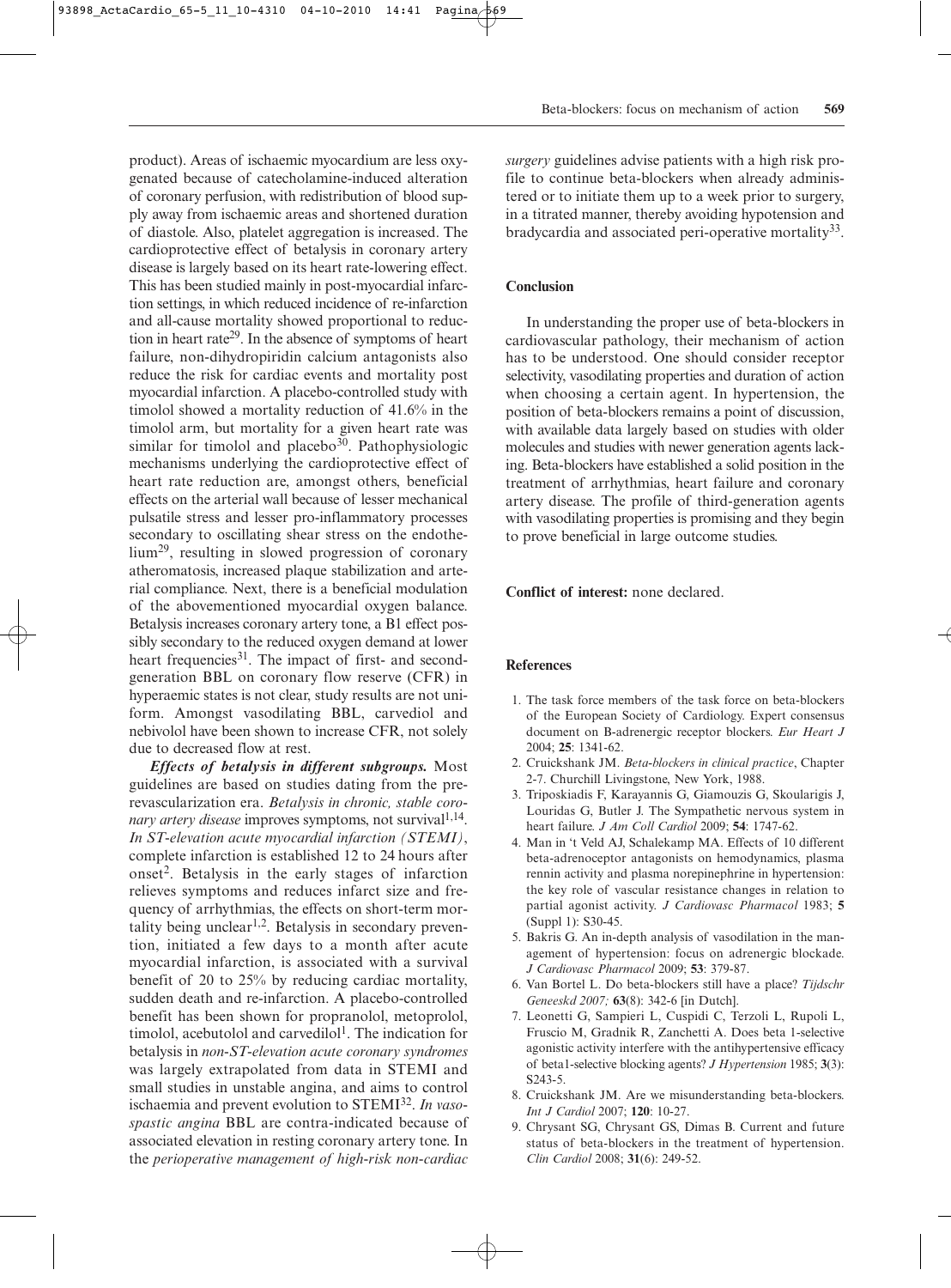product). Areas of ischaemic myocardium are less oxygenated because of catecholamine-induced alteration of coronary perfusion, with redistribution of blood supply away from ischaemic areas and shortened duration of diastole. Also, platelet aggregation is increased. The cardioprotective effect of betalysis in coronary artery disease is largely based on its heart rate-lowering effect. This has been studied mainly in post-myocardial infarction settings, in which reduced incidence of re-infarction and all-cause mortality showed proportional to reduction in heart rate[29]. In the absence of symptoms of heart failure, non-dihydropiridin calcium antagonists also reduce the risk for cardiac events and mortality post myocardial infarction. A placebo-controlled study with timolol showed a mortality reduction of 41.6% in the timolol arm, but mortality for a given heart rate was similar for timolol and placebo[30]. Pathophysiologic mechanisms underlying the cardioprotective effect of heart rate reduction are, amongst others, beneficial effects on the arterial wall because of lesser mechanical pulsatile stress and lesser pro-inflammatory processes secondary to oscillating shear stress on the endothelium[29], resulting in slowed progression of coronary atheromatosis, increased plaque stabilization and arterial compliance. Next, there is a beneficial modulation of the abovementioned myocardial oxygen balance. Betalysis increases coronary artery tone, a B1 effect possibly secondary to the reduced oxygen demand at lower heart frequencies[31]. The impact of first- and second-generation BBL on coronary flow reserve (CFR) in hyperaemic states is not clear, study results are not uniform. Amongst vasodilating BBL, carvediol and nebivolol have been shown to increase CFR, not solely due to decreased flow at rest.

***Effects of betalysis in different subgroups.*** Most guidelines are based on studies dating from the pre-revascularization era. *Betalysis in chronic, stable coronary artery disease* improves symptoms, not survival[1,14]. *In ST-elevation acute myocardial infarction (STEMI)*, complete infarction is established 12 to 24 hours after onset[2]. Betalysis in the early stages of infarction relieves symptoms and reduces infarct size and frequency of arrhythmias, the effects on short-term mortality being unclear[1,2]. Betalysis in secondary prevention, initiated a few days to a month after acute myocardial infarction, is associated with a survival benefit of 20 to 25% by reducing cardiac mortality, sudden death and re-infarction. A placebo-controlled benefit has been shown for propranolol, metoprolol, timolol, acebutolol and carvedilol[1]. The indication for betalysis in *non-ST-elevation acute coronary syndromes* was largely extrapolated from data in STEMI and small studies in unstable angina, and aims to control ischaemia and prevent evolution to STEMI[32]. *In vasospastic angina* BBL are contra-indicated because of associated elevation in resting coronary artery tone. In the *perioperative management of high-risk non-cardiac surgery* guidelines advise patients with a high risk profile to continue beta-blockers when already administered or to initiate them up to a week prior to surgery, in a titrated manner, thereby avoiding hypotension and bradycardia and associated peri-operative mortality[33].

## Conclusion

In understanding the proper use of beta-blockers in cardiovascular pathology, their mechanism of action has to be understood. One should consider receptor selectivity, vasodilating properties and duration of action when choosing a certain agent. In hypertension, the position of beta-blockers remains a point of discussion, with available data largely based on studies with older molecules and studies with newer generation agents lacking. Beta-blockers have established a solid position in the treatment of arrhythmias, heart failure and coronary artery disease. The profile of third-generation agents with vasodilating properties is promising and they begin to prove beneficial in large outcome studies.

**Conflict of interest:** none declared.

## References

1. The task force members of the task force on beta-blockers of the European Society of Cardiology. Expert consensus document on B-adrenergic receptor blockers. *Eur Heart J* 2004; **25**: 1341-62.
2. Cruickshank JM. *Beta-blockers in clinical practice*, Chapter 2-7. Churchill Livingstone, New York, 1988.
3. Triposkiadis F, Karayannis G, Giamouzis G, Skoularigis J, Louridas G, Butler J. The Sympathetic nervous system in heart failure. *J Am Coll Cardiol* 2009; **54**: 1747-62.
4. Man in 't Veld AJ, Schalekamp MA. Effects of 10 different beta-adrenoceptor antagonists on hemodynamics, plasma rennin activity and plasma norepinephrine in hypertension: the key role of vascular resistance changes in relation to partial agonist activity. *J Cardiovasc Pharmacol* 1983; **5** (Suppl 1): S30-45.
5. Bakris G. An in-depth analysis of vasodilation in the management of hypertension: focus on adrenergic blockade. *J Cardiovasc Pharmacol* 2009; **53**: 379-87.
6. Van Bortel L. Do beta-blockers still have a place? *Tijdschr Geneeskd 2007;* **63**(8): 342-6 [in Dutch].
7. Leonetti G, Sampieri L, Cuspidi C, Terzoli L, Rupoli L, Fruscio M, Gradnik R, Zanchetti A. Does beta 1-selective agonistic activity interfere with the antihypertensive efficacy of beta1-selective blocking agents? *J Hypertension* 1985; **3**(3): S243-5.
8. Cruickshank JM. Are we misunderstanding beta-blockers. *Int J Cardiol* 2007; **120**: 10-27.
9. Chrysant SG, Chrysant GS, Dimas B. Current and future status of beta-blockers in the treatment of hypertension. *Clin Cardiol* 2008; **31**(6): 249-52.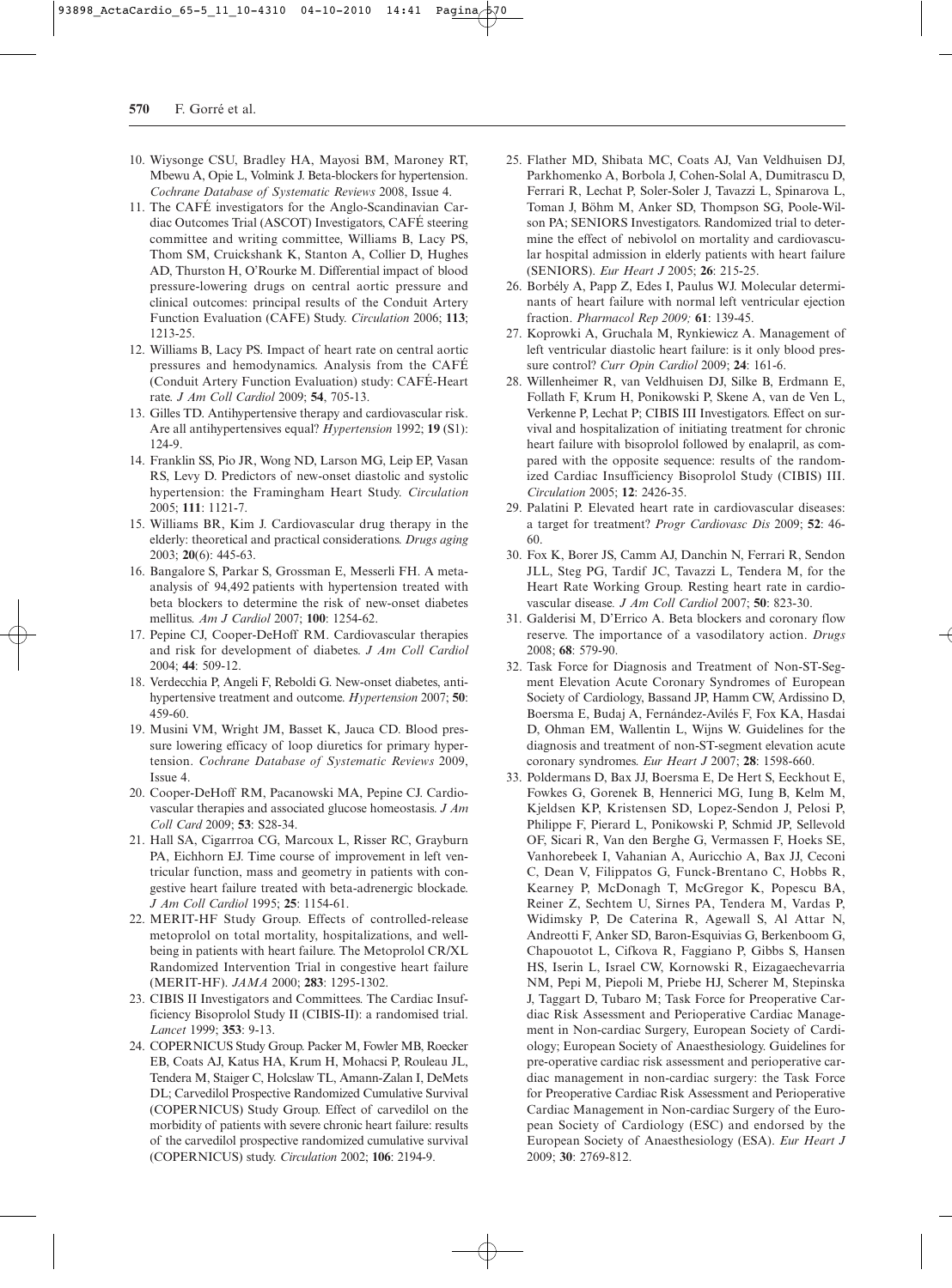10. Wiysonge CSU, Bradley HA, Mayosi BM, Maroney RT, Mbewu A, Opie L, Volmink J. Beta-blockers for hypertension. *Cochrane Database of Systematic Reviews* 2008, Issue 4.
11. The CAFÉ investigators for the Anglo-Scandinavian Cardiac Outcomes Trial (ASCOT) Investigators, CAFÉ steering committee and writing committee, Williams B, Lacy PS, Thom SM, Cruickshank K, Stanton A, Collier D, Hughes AD, Thurston H, O'Rourke M. Differential impact of blood pressure-lowering drugs on central aortic pressure and clinical outcomes: principal results of the Conduit Artery Function Evaluation (CAFE) Study. *Circulation* 2006; **113**; 1213-25.
12. Williams B, Lacy PS. Impact of heart rate on central aortic pressures and hemodynamics. Analysis from the CAFÉ (Conduit Artery Function Evaluation) study: CAFÉ-Heart rate. *J Am Coll Cardiol* 2009; **54**, 705-13.
13. Gilles TD. Antihypertensive therapy and cardiovascular risk. Are all antihypertensives equal? *Hypertension* 1992; **19** (S1): 124-9.
14. Franklin SS, Pio JR, Wong ND, Larson MG, Leip EP, Vasan RS, Levy D. Predictors of new-onset diastolic and systolic hypertension: the Framingham Heart Study. *Circulation* 2005; **111**: 1121-7.
15. Williams BR, Kim J. Cardiovascular drug therapy in the elderly: theoretical and practical considerations. *Drugs aging* 2003; **20**(6): 445-63.
16. Bangalore S, Parkar S, Grossman E, Messerli FH. A meta-analysis of 94,492 patients with hypertension treated with beta blockers to determine the risk of new-onset diabetes mellitus. *Am J Cardiol* 2007; **100**: 1254-62.
17. Pepine CJ, Cooper-DeHoff RM. Cardiovascular therapies and risk for development of diabetes. *J Am Coll Cardiol* 2004; **44**: 509-12.
18. Verdecchia P, Angeli F, Reboldi G. New-onset diabetes, antihypertensive treatment and outcome. *Hypertension* 2007; **50**: 459-60.
19. Musini VM, Wright JM, Basset K, Jauca CD. Blood pressure lowering efficacy of loop diuretics for primary hypertension. *Cochrane Database of Systematic Reviews* 2009, Issue 4.
20. Cooper-DeHoff RM, Pacanowski MA, Pepine CJ. Cardiovascular therapies and associated glucose homeostasis. *J Am Coll Card* 2009; **53**: S28-34.
21. Hall SA, Cigarrroa CG, Marcoux L, Risser RC, Grayburn PA, Eichhorn EJ. Time course of improvement in left ventricular function, mass and geometry in patients with congestive heart failure treated with beta-adrenergic blockade. *J Am Coll Cardiol* 1995; **25**: 1154-61.
22. MERIT-HF Study Group. Effects of controlled-release metoprolol on total mortality, hospitalizations, and well-being in patients with heart failure. The Metoprolol CR/XL Randomized Intervention Trial in congestive heart failure (MERIT-HF). *JAMA* 2000; **283**: 1295-1302.
23. CIBIS II Investigators and Committees. The Cardiac Insufficiency Bisoprolol Study II (CIBIS-II): a randomised trial. *Lancet* 1999; **353**: 9-13.
24. COPERNICUS Study Group. Packer M, Fowler MB, Roecker EB, Coats AJ, Katus HA, Krum H, Mohacsi P, Rouleau JL, Tendera M, Staiger C, Holcslaw TL, Amann-Zalan I, DeMets DL; Carvedilol Prospective Randomized Cumulative Survival (COPERNICUS) Study Group. Effect of carvedilol on the morbidity of patients with severe chronic heart failure: results of the carvedilol prospective randomized cumulative survival (COPERNICUS) study. *Circulation* 2002; **106**: 2194-9.
25. Flather MD, Shibata MC, Coats AJ, Van Veldhuisen DJ, Parkhomenko A, Borbola J, Cohen-Solal A, Dumitrascu D, Ferrari R, Lechat P, Soler-Soler J, Tavazzi L, Spinarova L, Toman J, Böhm M, Anker SD, Thompson SG, Poole-Wilson PA; SENIORS Investigators. Randomized trial to determine the effect of nebivolol on mortality and cardiovascular hospital admission in elderly patients with heart failure (SENIORS). *Eur Heart J* 2005; **26**: 215-25.
26. Borbély A, Papp Z, Edes I, Paulus WJ. Molecular determinants of heart failure with normal left ventricular ejection fraction. *Pharmacol Rep 2009;* **61**: 139-45.
27. Koprowki A, Gruchala M, Rynkiewicz A. Management of left ventricular diastolic heart failure: is it only blood pressure control? *Curr Opin Cardiol* 2009; **24**: 161-6.
28. Willenheimer R, van Veldhuisen DJ, Silke B, Erdmann E, Follath F, Krum H, Ponikowski P, Skene A, van de Ven L, Verkenne P, Lechat P; CIBIS III Investigators. Effect on survival and hospitalization of initiating treatment for chronic heart failure with bisoprolol followed by enalapril, as compared with the opposite sequence: results of the randomized Cardiac Insufficiency Bisoprolol Study (CIBIS) III. *Circulation* 2005; **12**: 2426-35.
29. Palatini P. Elevated heart rate in cardiovascular diseases: a target for treatment? *Progr Cardiovasc Dis* 2009; **52**: 46-60.
30. Fox K, Borer JS, Camm AJ, Danchin N, Ferrari R, Sendon JLL, Steg PG, Tardif JC, Tavazzi L, Tendera M, for the Heart Rate Working Group. Resting heart rate in cardiovascular disease. *J Am Coll Cardiol* 2007; **50**: 823-30.
31. Galderisi M, D'Errico A. Beta blockers and coronary flow reserve. The importance of a vasodilatory action. *Drugs* 2008; **68**: 579-90.
32. Task Force for Diagnosis and Treatment of Non-ST-Segment Elevation Acute Coronary Syndromes of European Society of Cardiology, Bassand JP, Hamm CW, Ardissino D, Boersma E, Budaj A, Fernández-Avilés F, Fox KA, Hasdai D, Ohman EM, Wallentin L, Wijns W. Guidelines for the diagnosis and treatment of non-ST-segment elevation acute coronary syndromes. *Eur Heart J* 2007; **28**: 1598-660.
33. Poldermans D, Bax JJ, Boersma E, De Hert S, Eeckhout E, Fowkes G, Gorenek B, Hennerici MG, Iung B, Kelm M, Kjeldsen KP, Kristensen SD, Lopez-Sendon J, Pelosi P, Philippe F, Pierard L, Ponikowski P, Schmid JP, Sellevold OF, Sicari R, Van den Berghe G, Vermassen F, Hoeks SE, Vanhorebeek I, Vahanian A, Auricchio A, Bax JJ, Ceconi C, Dean V, Filippatos G, Funck-Brentano C, Hobbs R, Kearney P, McDonagh T, McGregor K, Popescu BA, Reiner Z, Sechtem U, Sirnes PA, Tendera M, Vardas P, Widimsky P, De Caterina R, Agewall S, Al Attar N, Andreotti F, Anker SD, Baron-Esquivias G, Berkenboom G, Chapouotot L, Cifkova R, Faggiano P, Gibbs S, Hansen HS, Iserin L, Israel CW, Kornowski R, Eizagaechevarria NM, Pepi M, Piepoli M, Priebe HJ, Scherer M, Stepinska J, Taggart D, Tubaro M; Task Force for Preoperative Cardiac Risk Assessment and Perioperative Cardiac Management in Non-cardiac Surgery, European Society of Cardiology; European Society of Anaesthesiology. Guidelines for pre-operative cardiac risk assessment and perioperative cardiac management in non-cardiac surgery: the Task Force for Preoperative Cardiac Risk Assessment and Perioperative Cardiac Management in Non-cardiac Surgery of the European Society of Cardiology (ESC) and endorsed by the European Society of Anaesthesiology (ESA). *Eur Heart J* 2009; **30**: 2769-812.